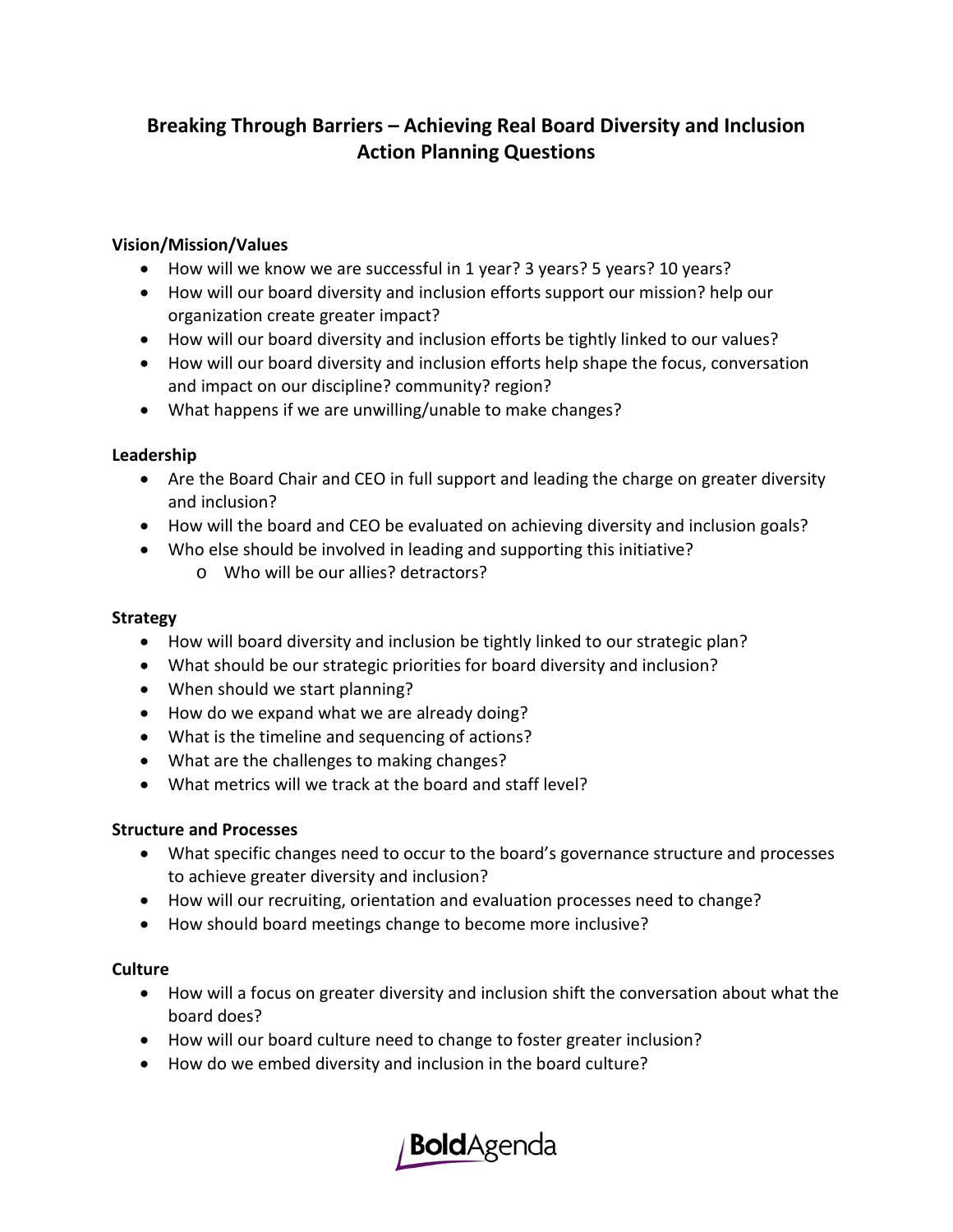# Breaking Through Barriers – Achieving Real Board Diversity and Inclusion
## Action Planning Questions

### Vision/Mission/Values

- How will we know we are successful in 1 year? 3 years? 5 years? 10 years?
- How will our board diversity and inclusion efforts support our mission? help our organization create greater impact?
- How will our board diversity and inclusion efforts be tightly linked to our values?
- How will our board diversity and inclusion efforts help shape the focus, conversation and impact on our discipline? community? region?
- What happens if we are unwilling/unable to make changes?

### Leadership

- Are the Board Chair and CEO in full support and leading the charge on greater diversity and inclusion?
- How will the board and CEO be evaluated on achieving diversity and inclusion goals?
- Who else should be involved in leading and supporting this initiative?
    - Who will be our allies? detractors?

### Strategy

- How will board diversity and inclusion be tightly linked to our strategic plan?
- What should be our strategic priorities for board diversity and inclusion?
- When should we start planning?
- How do we expand what we are already doing?
- What is the timeline and sequencing of actions?
- What are the challenges to making changes?
- What metrics will we track at the board and staff level?

### Structure and Processes

- What specific changes need to occur to the board's governance structure and processes to achieve greater diversity and inclusion?
- How will our recruiting, orientation and evaluation processes need to change?
- How should board meetings change to become more inclusive?

### Culture

- How will a focus on greater diversity and inclusion shift the conversation about what the board does?
- How will our board culture need to change to foster greater inclusion?
- How do we embed diversity and inclusion in the board culture?

BoldAgenda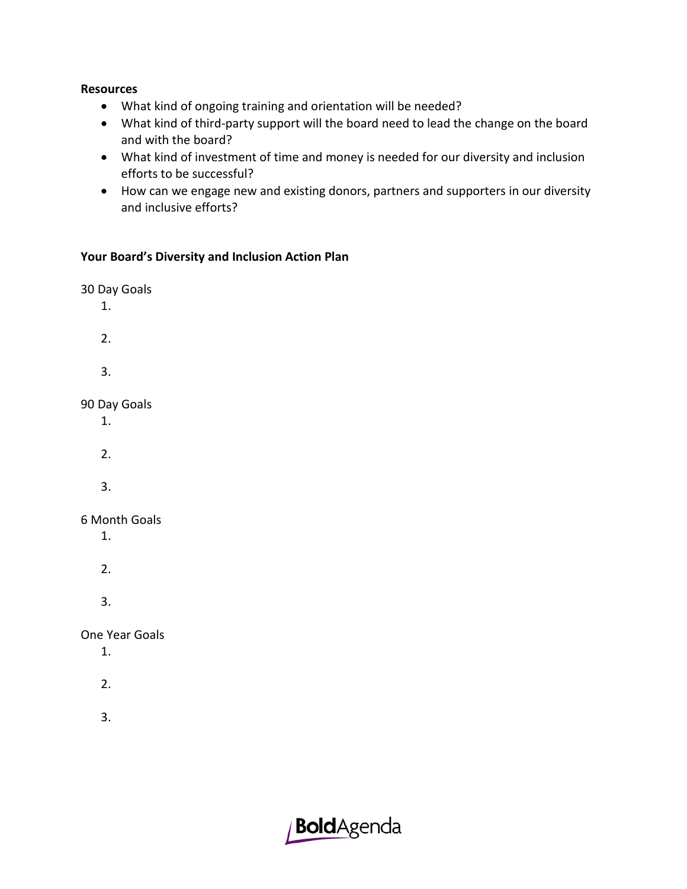**Resources**

- What kind of ongoing training and orientation will be needed?
- What kind of third-party support will the board need to lead the change on the board and with the board?
- What kind of investment of time and money is needed for our diversity and inclusion efforts to be successful?
- How can we engage new and existing donors, partners and supporters in our diversity and inclusive efforts?

**Your Board's Diversity and Inclusion Action Plan**

30 Day Goals

1.
2.
3.

90 Day Goals

1.
2.
3.

6 Month Goals

1.
2.
3.

One Year Goals

1.
2.
3.